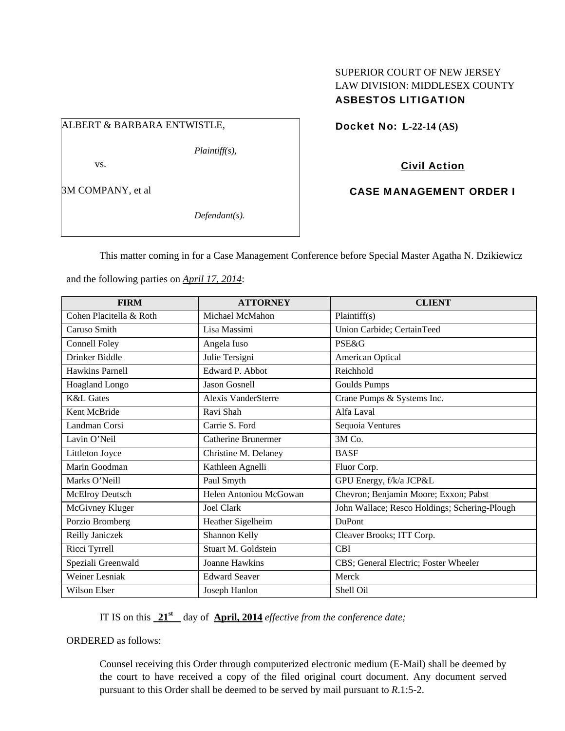SUPERIOR COURT OF NEW JERSEY
LAW DIVISION: MIDDLESEX COUNTY
**ASBESTOS LITIGATION**

ALBERT & BARBARA ENTWISTLE,

*Plaintiff(s),*

vs.

3M COMPANY, et al

*Defendant(s).*

**Docket No: L-22-14 (AS)**

**Civil Action**

**CASE MANAGEMENT ORDER I**

This matter coming in for a Case Management Conference before Special Master Agatha N. Dzikiewicz and the following parties on *April 17, 2014*:

| FIRM | ATTORNEY | CLIENT |
|---|---|---|
| Cohen Placitella & Roth | Michael McMahon | Plaintiff(s) |
| Caruso Smith | Lisa Massimi | Union Carbide; CertainTeed |
| Connell Foley | Angela Iuso | PSE&G |
| Drinker Biddle | Julie Tersigni | American Optical |
| Hawkins Parnell | Edward P. Abbot | Reichhold |
| Hoagland Longo | Jason Gosnell | Goulds Pumps |
| K&L Gates | Alexis VanderSterre | Crane Pumps & Systems Inc. |
| Kent McBride | Ravi Shah | Alfa Laval |
| Landman Corsi | Carrie S. Ford | Sequoia Ventures |
| Lavin O'Neil | Catherine Brunermer | 3M Co. |
| Littleton Joyce | Christine M. Delaney | BASF |
| Marin Goodman | Kathleen Agnelli | Fluor Corp. |
| Marks O'Neill | Paul Smyth | GPU Energy, f/k/a JCP&L |
| McElroy Deutsch | Helen Antoniou McGowan | Chevron; Benjamin Moore; Exxon; Pabst |
| McGivney Kluger | Joel Clark | John Wallace; Resco Holdings; Schering-Plough |
| Porzio Bromberg | Heather Sigelheim | DuPont |
| Reilly Janiczek | Shannon Kelly | Cleaver Brooks; ITT Corp. |
| Ricci Tyrrell | Stuart M. Goldstein | CBI |
| Speziali Greenwald | Joanne Hawkins | CBS; General Electric; Foster Wheeler |
| Weiner Lesniak | Edward Seaver | Merck |
| Wilson Elser | Joseph Hanlon | Shell Oil |

IT IS on this **21st** day of **April, 2014** *effective from the conference date;*

ORDERED as follows:

Counsel receiving this Order through computerized electronic medium (E-Mail) shall be deemed by the court to have received a copy of the filed original court document. Any document served pursuant to this Order shall be deemed to be served by mail pursuant to *R*.1:5-2.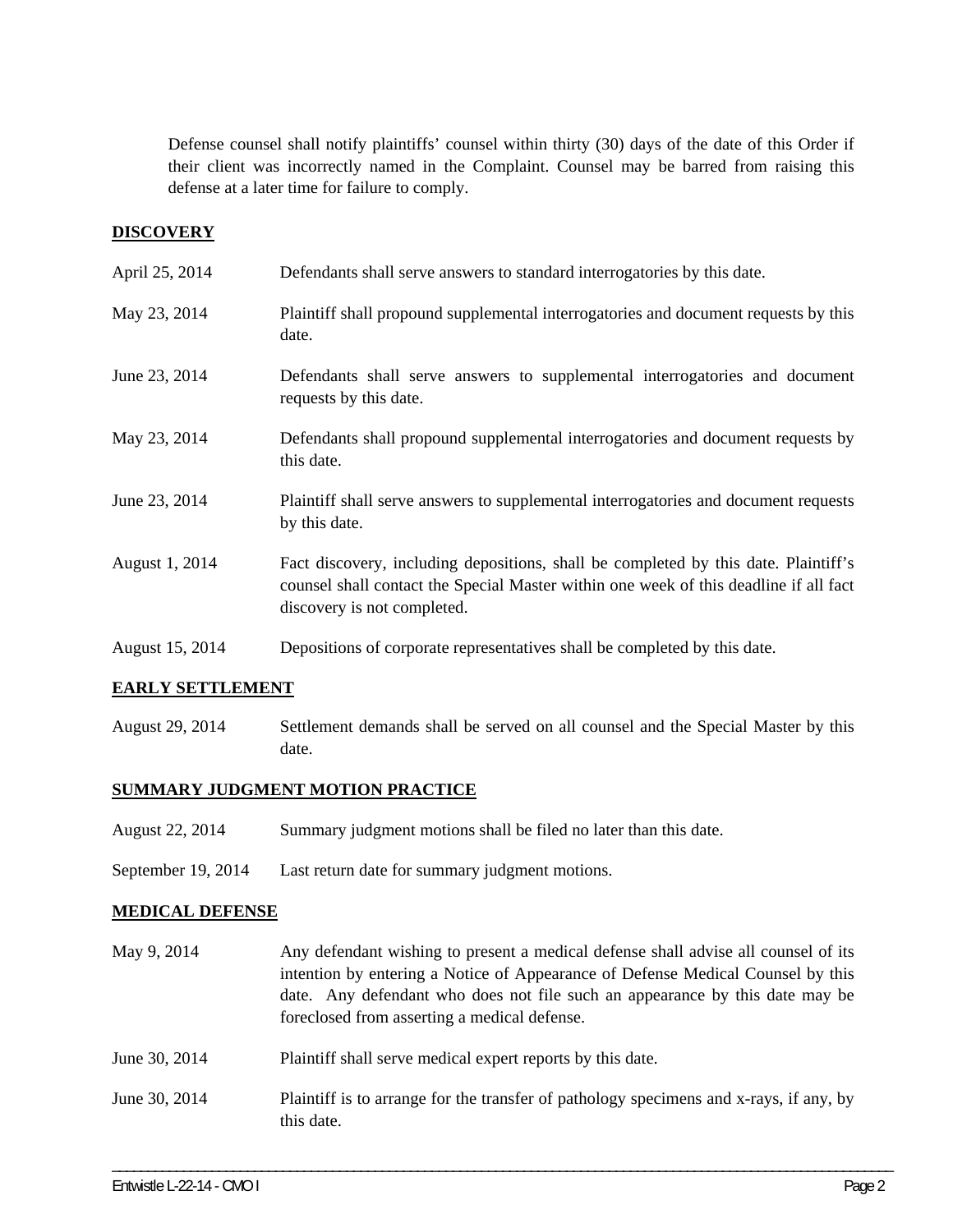Defense counsel shall notify plaintiffs' counsel within thirty (30) days of the date of this Order if their client was incorrectly named in the Complaint. Counsel may be barred from raising this defense at a later time for failure to comply.

## DISCOVERY

| | |
|---|---|
| April 25, 2014 | Defendants shall serve answers to standard interrogatories by this date. |
| May 23, 2014 | Plaintiff shall propound supplemental interrogatories and document requests by this date. |
| June 23, 2014 | Defendants shall serve answers to supplemental interrogatories and document requests by this date. |
| May 23, 2014 | Defendants shall propound supplemental interrogatories and document requests by this date. |
| June 23, 2014 | Plaintiff shall serve answers to supplemental interrogatories and document requests by this date. |
| August 1, 2014 | Fact discovery, including depositions, shall be completed by this date. Plaintiff's counsel shall contact the Special Master within one week of this deadline if all fact discovery is not completed. |
| August 15, 2014 | Depositions of corporate representatives shall be completed by this date. |

## EARLY SETTLEMENT

| | |
|---|---|
| August 29, 2014 | Settlement demands shall be served on all counsel and the Special Master by this date. |

## SUMMARY JUDGMENT MOTION PRACTICE

| | |
|---|---|
| August 22, 2014 | Summary judgment motions shall be filed no later than this date. |
| September 19, 2014 | Last return date for summary judgment motions. |

## MEDICAL DEFENSE

| | |
|---|---|
| May 9, 2014 | Any defendant wishing to present a medical defense shall advise all counsel of its intention by entering a Notice of Appearance of Defense Medical Counsel by this date. Any defendant who does not file such an appearance by this date may be foreclosed from asserting a medical defense. |
| June 30, 2014 | Plaintiff shall serve medical expert reports by this date. |
| June 30, 2014 | Plaintiff is to arrange for the transfer of pathology specimens and x-rays, if any, by this date. |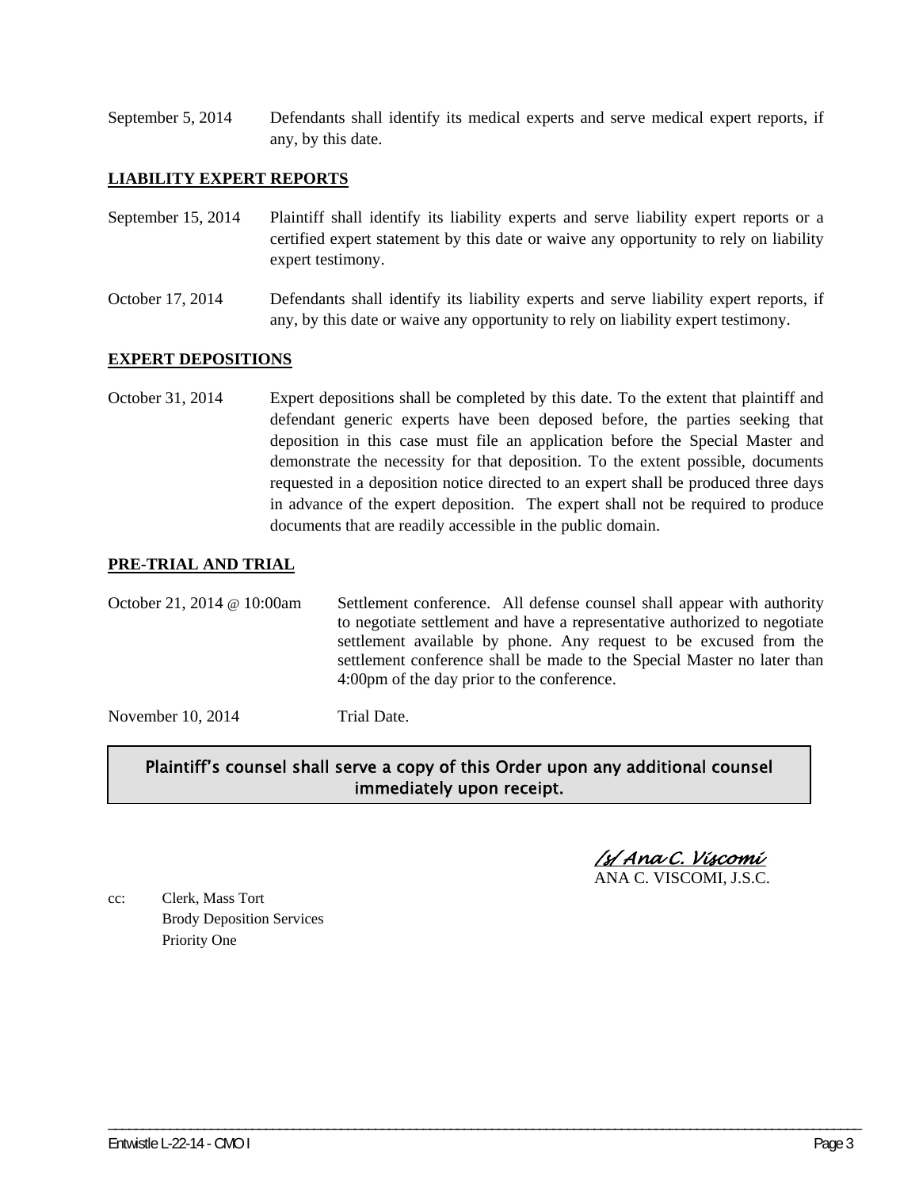September 5, 2014 Defendants shall identify its medical experts and serve medical expert reports, if any, by this date.

**LIABILITY EXPERT REPORTS**

September 15, 2014 Plaintiff shall identify its liability experts and serve liability expert reports or a certified expert statement by this date or waive any opportunity to rely on liability expert testimony.

October 17, 2014 Defendants shall identify its liability experts and serve liability expert reports, if any, by this date or waive any opportunity to rely on liability expert testimony.

**EXPERT DEPOSITIONS**

October 31, 2014 Expert depositions shall be completed by this date. To the extent that plaintiff and defendant generic experts have been deposed before, the parties seeking that deposition in this case must file an application before the Special Master and demonstrate the necessity for that deposition. To the extent possible, documents requested in a deposition notice directed to an expert shall be produced three days in advance of the expert deposition. The expert shall not be required to produce documents that are readily accessible in the public domain.

**PRE-TRIAL AND TRIAL**

October 21, 2014 @ 10:00am Settlement conference. All defense counsel shall appear with authority to negotiate settlement and have a representative authorized to negotiate settlement available by phone. Any request to be excused from the settlement conference shall be made to the Special Master no later than 4:00pm of the day prior to the conference.

November 10, 2014 Trial Date.

**Plaintiff's counsel shall serve a copy of this Order upon any additional counsel immediately upon receipt.**

/s/ Ana C. Viscomi
ANA C. VISCOMI, J.S.C.

cc: Clerk, Mass Tort
Brody Deposition Services
Priority One